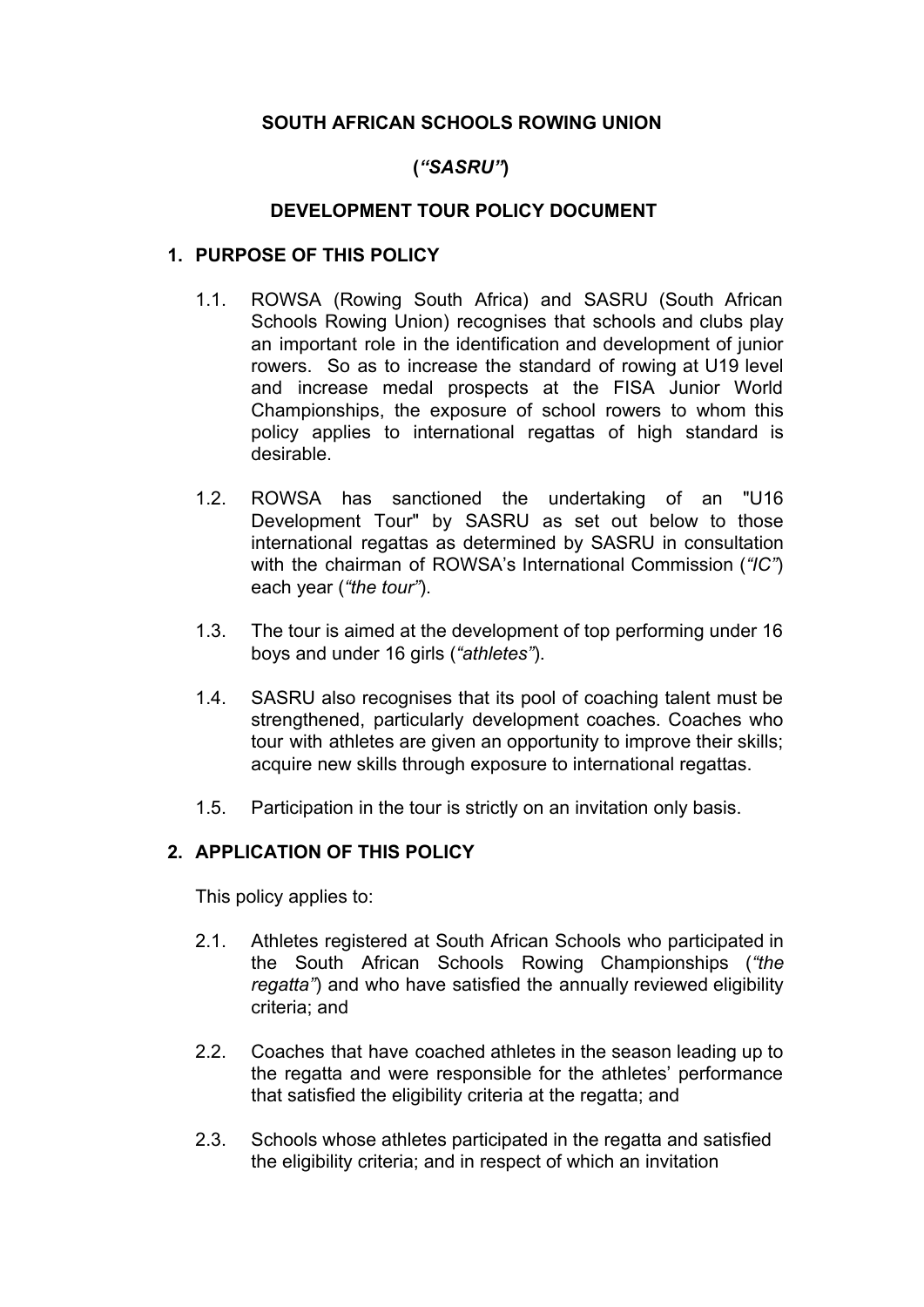**SOUTH AFRICAN SCHOOLS ROWING UNION**

**(*"SASRU"*)**

**DEVELOPMENT TOUR POLICY DOCUMENT**

## 1. PURPOSE OF THIS POLICY

1.1. ROWSA (Rowing South Africa) and SASRU (South African Schools Rowing Union) recognises that schools and clubs play an important role in the identification and development of junior rowers. So as to increase the standard of rowing at U19 level and increase medal prospects at the FISA Junior World Championships, the exposure of school rowers to whom this policy applies to international regattas of high standard is desirable.

1.2. ROWSA has sanctioned the undertaking of an "U16 Development Tour" by SASRU as set out below to those international regattas as determined by SASRU in consultation with the chairman of ROWSA's International Commission (*"IC"*) each year (*"the tour"*).

1.3. The tour is aimed at the development of top performing under 16 boys and under 16 girls (*"athletes"*).

1.4. SASRU also recognises that its pool of coaching talent must be strengthened, particularly development coaches. Coaches who tour with athletes are given an opportunity to improve their skills; acquire new skills through exposure to international regattas.

1.5. Participation in the tour is strictly on an invitation only basis.

## 2. APPLICATION OF THIS POLICY

This policy applies to:

2.1. Athletes registered at South African Schools who participated in the South African Schools Rowing Championships (*"the regatta"*) and who have satisfied the annually reviewed eligibility criteria; and

2.2. Coaches that have coached athletes in the season leading up to the regatta and were responsible for the athletes' performance that satisfied the eligibility criteria at the regatta; and

2.3. Schools whose athletes participated in the regatta and satisfied the eligibility criteria; and in respect of which an invitation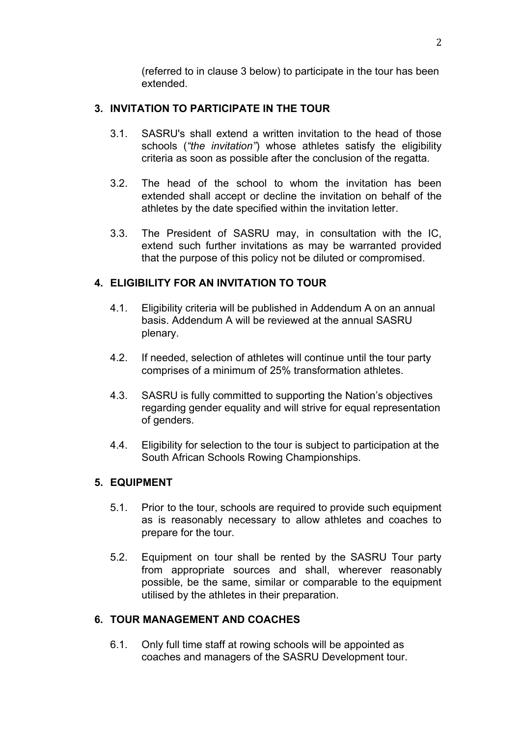(referred to in clause 3 below) to participate in the tour has been extended.

## 3. INVITATION TO PARTICIPATE IN THE TOUR

3.1. SASRU's shall extend a written invitation to the head of those schools (*"the invitation"*) whose athletes satisfy the eligibility criteria as soon as possible after the conclusion of the regatta.

3.2. The head of the school to whom the invitation has been extended shall accept or decline the invitation on behalf of the athletes by the date specified within the invitation letter.

3.3. The President of SASRU may, in consultation with the IC, extend such further invitations as may be warranted provided that the purpose of this policy not be diluted or compromised.

## 4. ELIGIBILITY FOR AN INVITATION TO TOUR

4.1. Eligibility criteria will be published in Addendum A on an annual basis. Addendum A will be reviewed at the annual SASRU plenary.

4.2. If needed, selection of athletes will continue until the tour party comprises of a minimum of 25% transformation athletes.

4.3. SASRU is fully committed to supporting the Nation's objectives regarding gender equality and will strive for equal representation of genders.

4.4. Eligibility for selection to the tour is subject to participation at the South African Schools Rowing Championships.

## 5. EQUIPMENT

5.1. Prior to the tour, schools are required to provide such equipment as is reasonably necessary to allow athletes and coaches to prepare for the tour.

5.2. Equipment on tour shall be rented by the SASRU Tour party from appropriate sources and shall, wherever reasonably possible, be the same, similar or comparable to the equipment utilised by the athletes in their preparation.

## 6. TOUR MANAGEMENT AND COACHES

6.1. Only full time staff at rowing schools will be appointed as coaches and managers of the SASRU Development tour.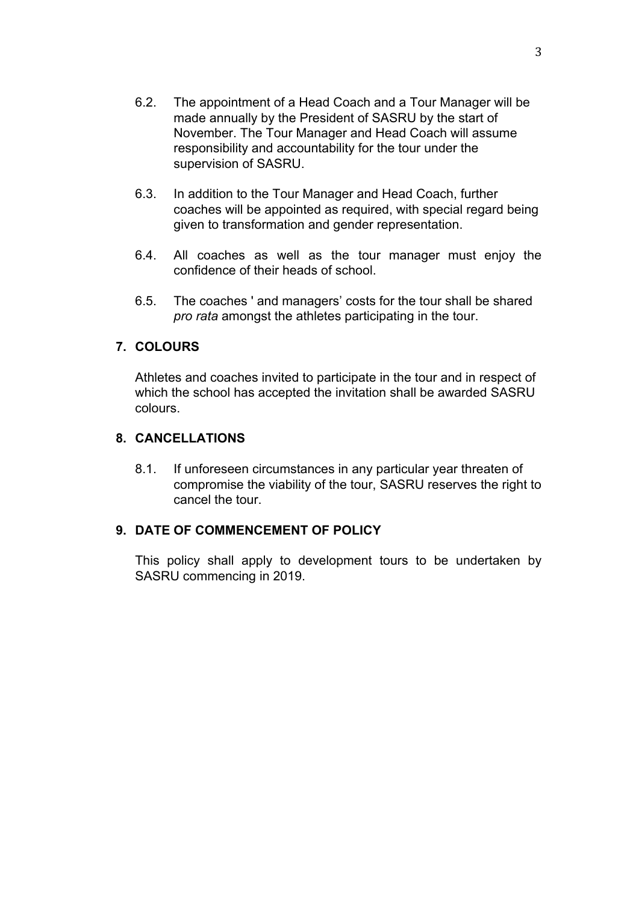6.2. The appointment of a Head Coach and a Tour Manager will be made annually by the President of SASRU by the start of November. The Tour Manager and Head Coach will assume responsibility and accountability for the tour under the supervision of SASRU.

6.3. In addition to the Tour Manager and Head Coach, further coaches will be appointed as required, with special regard being given to transformation and gender representation.

6.4. All coaches as well as the tour manager must enjoy the confidence of their heads of school.

6.5. The coaches ' and managers' costs for the tour shall be shared *pro rata* amongst the athletes participating in the tour.

## 7. COLOURS

Athletes and coaches invited to participate in the tour and in respect of which the school has accepted the invitation shall be awarded SASRU colours.

## 8. CANCELLATIONS

8.1. If unforeseen circumstances in any particular year threaten of compromise the viability of the tour, SASRU reserves the right to cancel the tour.

## 9. DATE OF COMMENCEMENT OF POLICY

This policy shall apply to development tours to be undertaken by SASRU commencing in 2019.